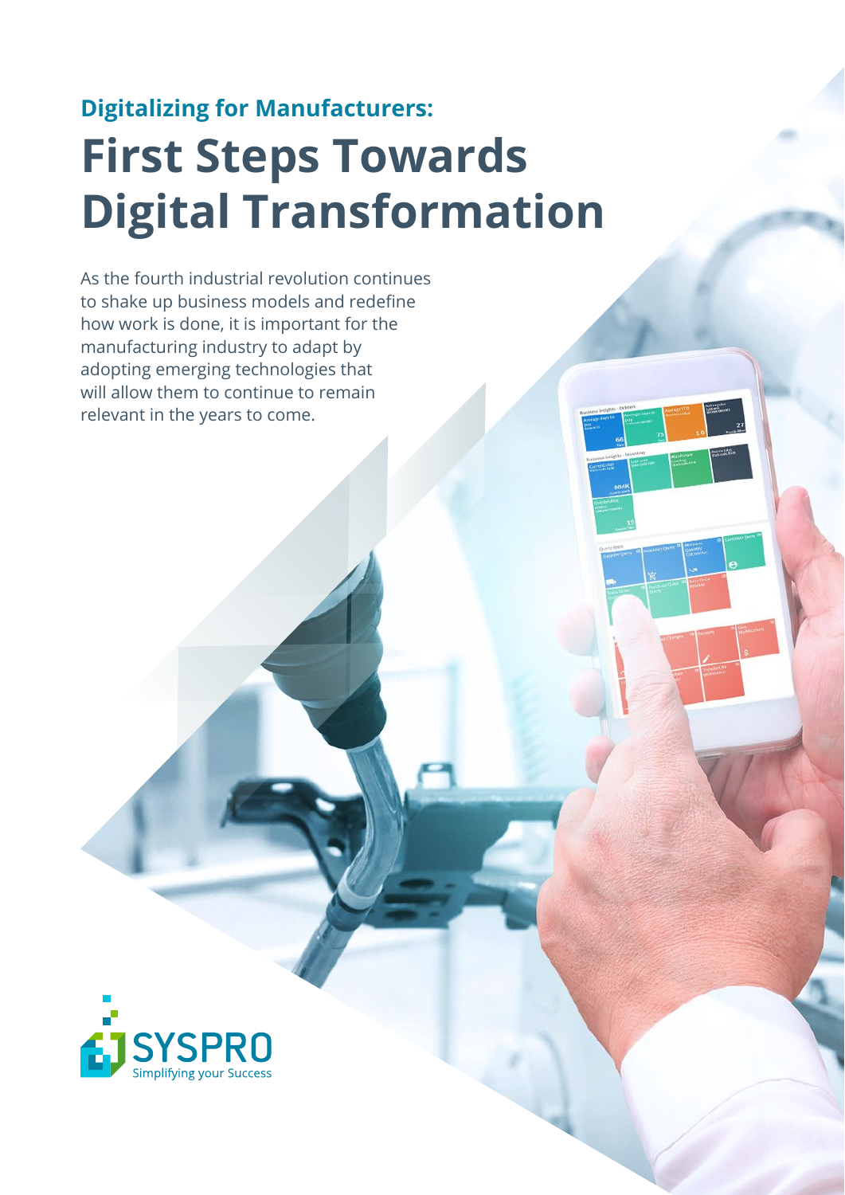## Digitalizing for Manufacturers:

# First Steps Towards Digital Transformation

As the fourth industrial revolution continues to shake up business models and redefine how work is done, it is important for the manufacturing industry to adapt by adopting emerging technologies that will allow them to continue to remain relevant in the years to come.

SYSPRO
Simplifying your Success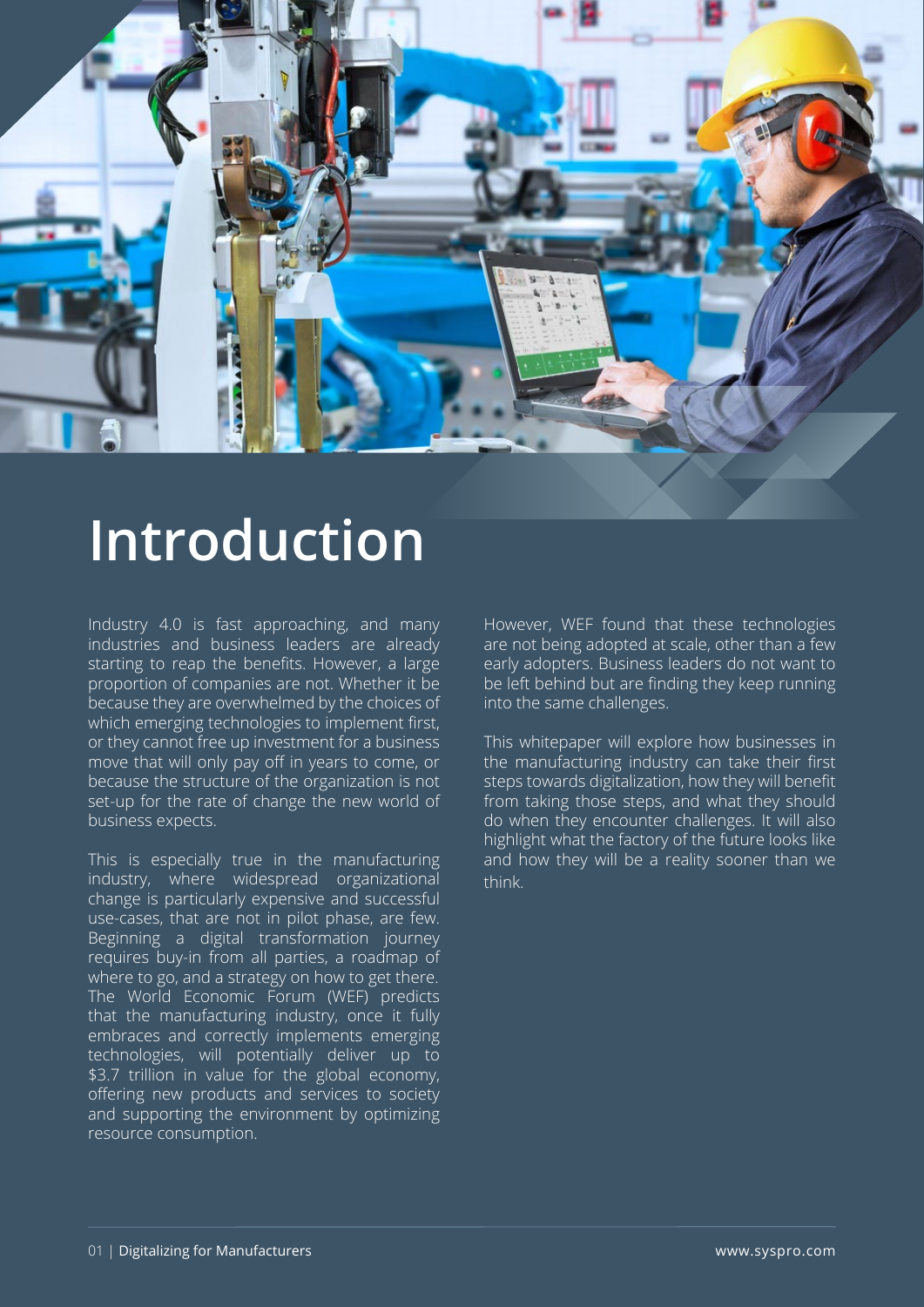# Introduction

Industry 4.0 is fast approaching, and many industries and business leaders are already starting to reap the benefits. However, a large proportion of companies are not. Whether it be because they are overwhelmed by the choices of which emerging technologies to implement first, or they cannot free up investment for a business move that will only pay off in years to come, or because the structure of the organization is not set-up for the rate of change the new world of business expects.

This is especially true in the manufacturing industry, where widespread organizational change is particularly expensive and successful use-cases, that are not in pilot phase, are few. Beginning a digital transformation journey requires buy-in from all parties, a roadmap of where to go, and a strategy on how to get there. The World Economic Forum (WEF) predicts that the manufacturing industry, once it fully embraces and correctly implements emerging technologies, will potentially deliver up to $3.7 trillion in value for the global economy, offering new products and services to society and supporting the environment by optimizing resource consumption.

However, WEF found that these technologies are not being adopted at scale, other than a few early adopters. Business leaders do not want to be left behind but are finding they keep running into the same challenges.

This whitepaper will explore how businesses in the manufacturing industry can take their first steps towards digitalization, how they will benefit from taking those steps, and what they should do when they encounter challenges. It will also highlight what the factory of the future looks like and how they will be a reality sooner than we think.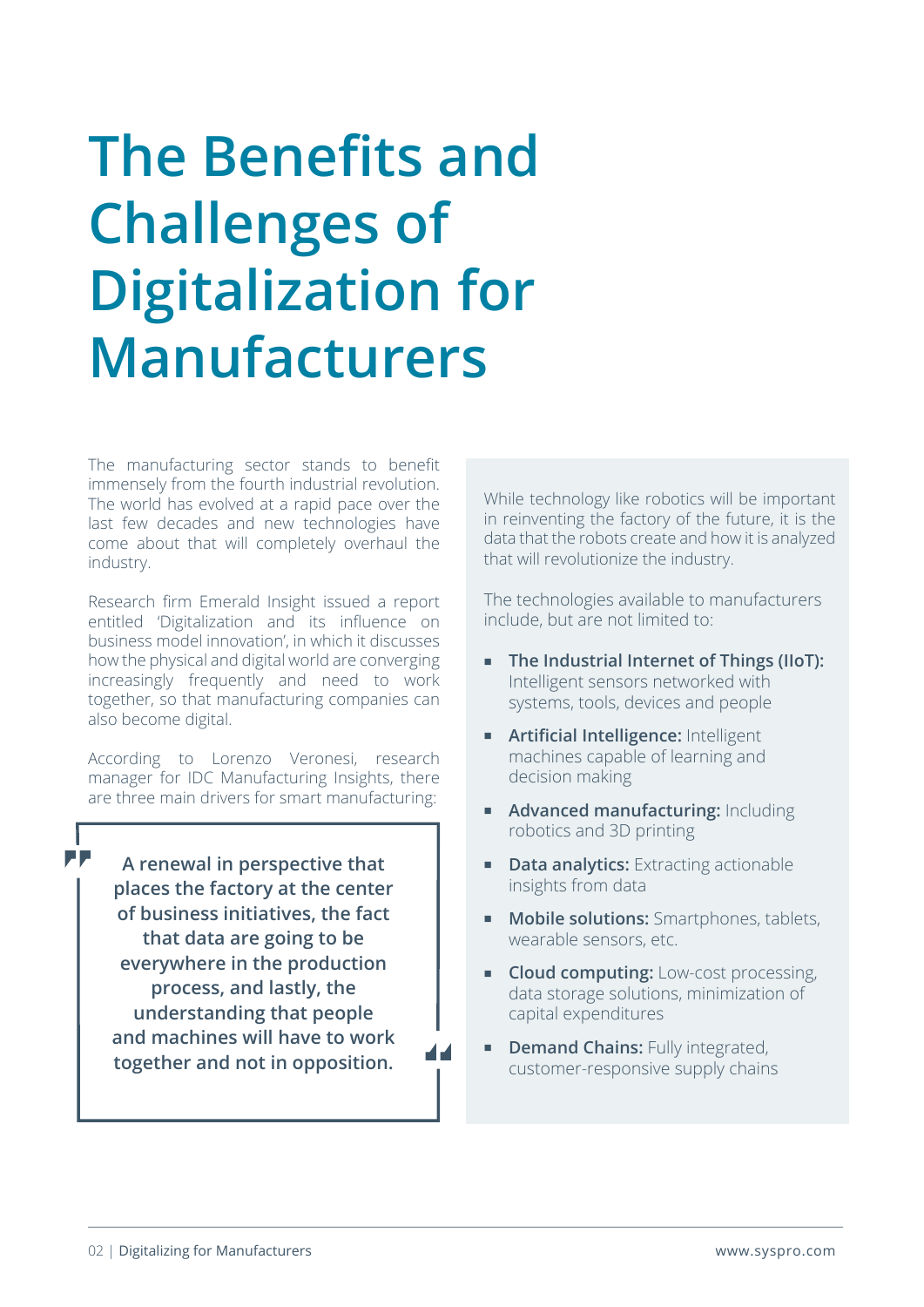# The Benefits and Challenges of Digitalization for Manufacturers

The manufacturing sector stands to benefit immensely from the fourth industrial revolution. The world has evolved at a rapid pace over the last few decades and new technologies have come about that will completely overhaul the industry.

Research firm Emerald Insight issued a report entitled 'Digitalization and its influence on business model innovation', in which it discusses how the physical and digital world are converging increasingly frequently and need to work together, so that manufacturing companies can also become digital.

According to Lorenzo Veronesi, research manager for IDC Manufacturing Insights, there are three main drivers for smart manufacturing:

> **A renewal in perspective that places the factory at the center of business initiatives, the fact that data are going to be everywhere in the production process, and lastly, the understanding that people and machines will have to work together and not in opposition.**

While technology like robotics will be important in reinventing the factory of the future, it is the data that the robots create and how it is analyzed that will revolutionize the industry.

The technologies available to manufacturers include, but are not limited to:

- **The Industrial Internet of Things (IIoT):** Intelligent sensors networked with systems, tools, devices and people
- **Artificial Intelligence:** Intelligent machines capable of learning and decision making
- **Advanced manufacturing:** Including robotics and 3D printing
- **Data analytics:** Extracting actionable insights from data
- **Mobile solutions:** Smartphones, tablets, wearable sensors, etc.
- **Cloud computing:** Low-cost processing, data storage solutions, minimization of capital expenditures
- **Demand Chains:** Fully integrated, customer-responsive supply chains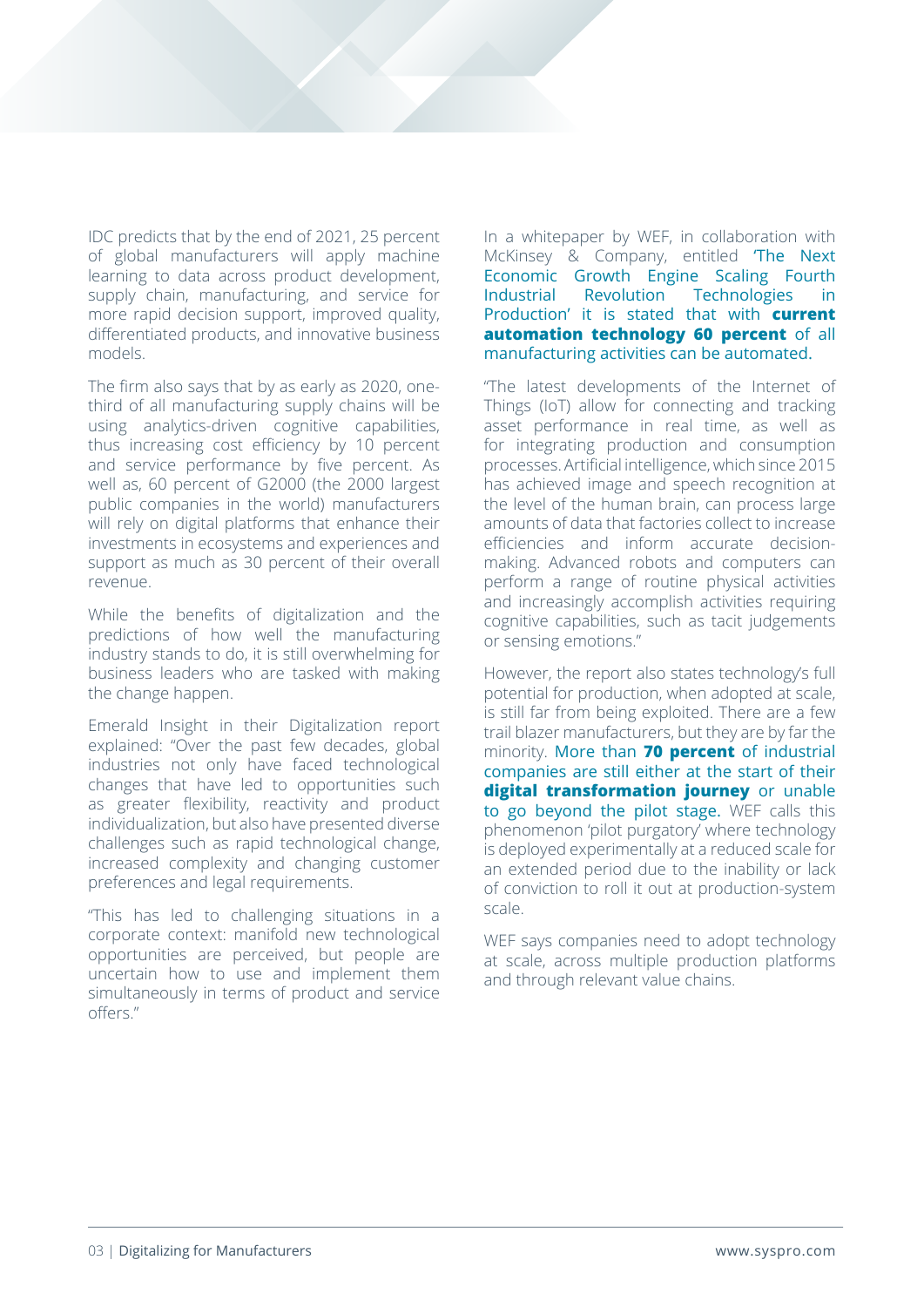IDC predicts that by the end of 2021, 25 percent of global manufacturers will apply machine learning to data across product development, supply chain, manufacturing, and service for more rapid decision support, improved quality, differentiated products, and innovative business models.

The firm also says that by as early as 2020, one-third of all manufacturing supply chains will be using analytics-driven cognitive capabilities, thus increasing cost efficiency by 10 percent and service performance by five percent. As well as, 60 percent of G2000 (the 2000 largest public companies in the world) manufacturers will rely on digital platforms that enhance their investments in ecosystems and experiences and support as much as 30 percent of their overall revenue.

While the benefits of digitalization and the predictions of how well the manufacturing industry stands to do, it is still overwhelming for business leaders who are tasked with making the change happen.

Emerald Insight in their Digitalization report explained: "Over the past few decades, global industries not only have faced technological changes that have led to opportunities such as greater flexibility, reactivity and product individualization, but also have presented diverse challenges such as rapid technological change, increased complexity and changing customer preferences and legal requirements.

"This has led to challenging situations in a corporate context: manifold new technological opportunities are perceived, but people are uncertain how to use and implement them simultaneously in terms of product and service offers."

In a whitepaper by WEF, in collaboration with McKinsey & Company, entitled 'The Next Economic Growth Engine Scaling Fourth Industrial Revolution Technologies in Production' it is stated that with **current automation technology 60 percent** of all manufacturing activities can be automated.

"The latest developments of the Internet of Things (IoT) allow for connecting and tracking asset performance in real time, as well as for integrating production and consumption processes. Artificial intelligence, which since 2015 has achieved image and speech recognition at the level of the human brain, can process large amounts of data that factories collect to increase efficiencies and inform accurate decision-making. Advanced robots and computers can perform a range of routine physical activities and increasingly accomplish activities requiring cognitive capabilities, such as tacit judgements or sensing emotions."

However, the report also states technology's full potential for production, when adopted at scale, is still far from being exploited. There are a few trail blazer manufacturers, but they are by far the minority. More than **70 percent** of industrial companies are still either at the start of their **digital transformation journey** or unable to go beyond the pilot stage. WEF calls this phenomenon 'pilot purgatory' where technology is deployed experimentally at a reduced scale for an extended period due to the inability or lack of conviction to roll it out at production-system scale.

WEF says companies need to adopt technology at scale, across multiple production platforms and through relevant value chains.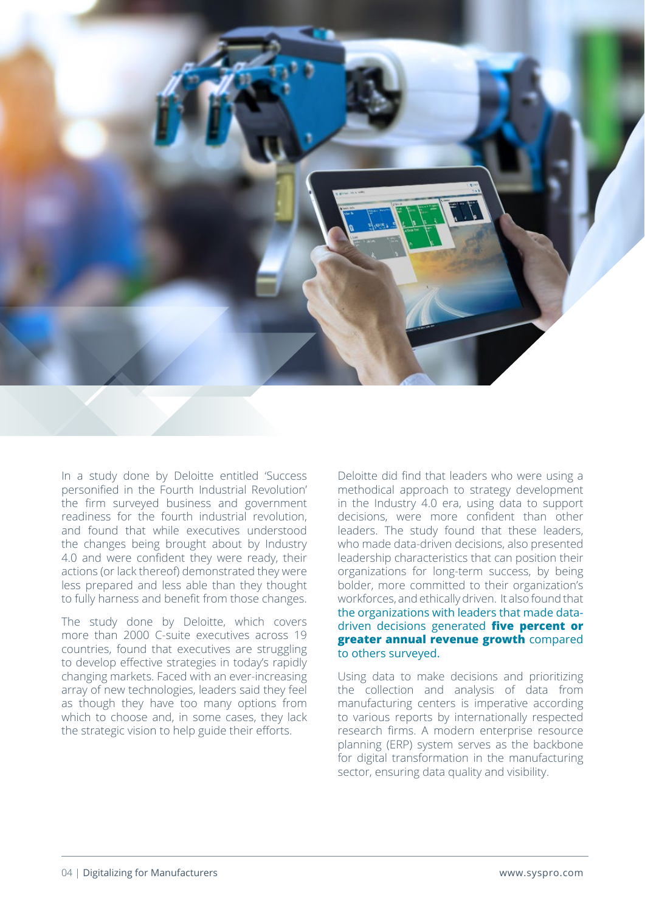In a study done by Deloitte entitled 'Success personified in the Fourth Industrial Revolution' the firm surveyed business and government readiness for the fourth industrial revolution, and found that while executives understood the changes being brought about by Industry 4.0 and were confident they were ready, their actions (or lack thereof) demonstrated they were less prepared and less able than they thought to fully harness and benefit from those changes.

The study done by Deloitte, which covers more than 2000 C-suite executives across 19 countries, found that executives are struggling to develop effective strategies in today's rapidly changing markets. Faced with an ever-increasing array of new technologies, leaders said they feel as though they have too many options from which to choose and, in some cases, they lack the strategic vision to help guide their efforts.

Deloitte did find that leaders who were using a methodical approach to strategy development in the Industry 4.0 era, using data to support decisions, were more confident than other leaders. The study found that these leaders, who made data-driven decisions, also presented leadership characteristics that can position their organizations for long-term success, by being bolder, more committed to their organization's workforces, and ethically driven. It also found that the organizations with leaders that made data-driven decisions generated **five percent or greater annual revenue growth** compared to others surveyed.

Using data to make decisions and prioritizing the collection and analysis of data from manufacturing centers is imperative according to various reports by internationally respected research firms. A modern enterprise resource planning (ERP) system serves as the backbone for digital transformation in the manufacturing sector, ensuring data quality and visibility.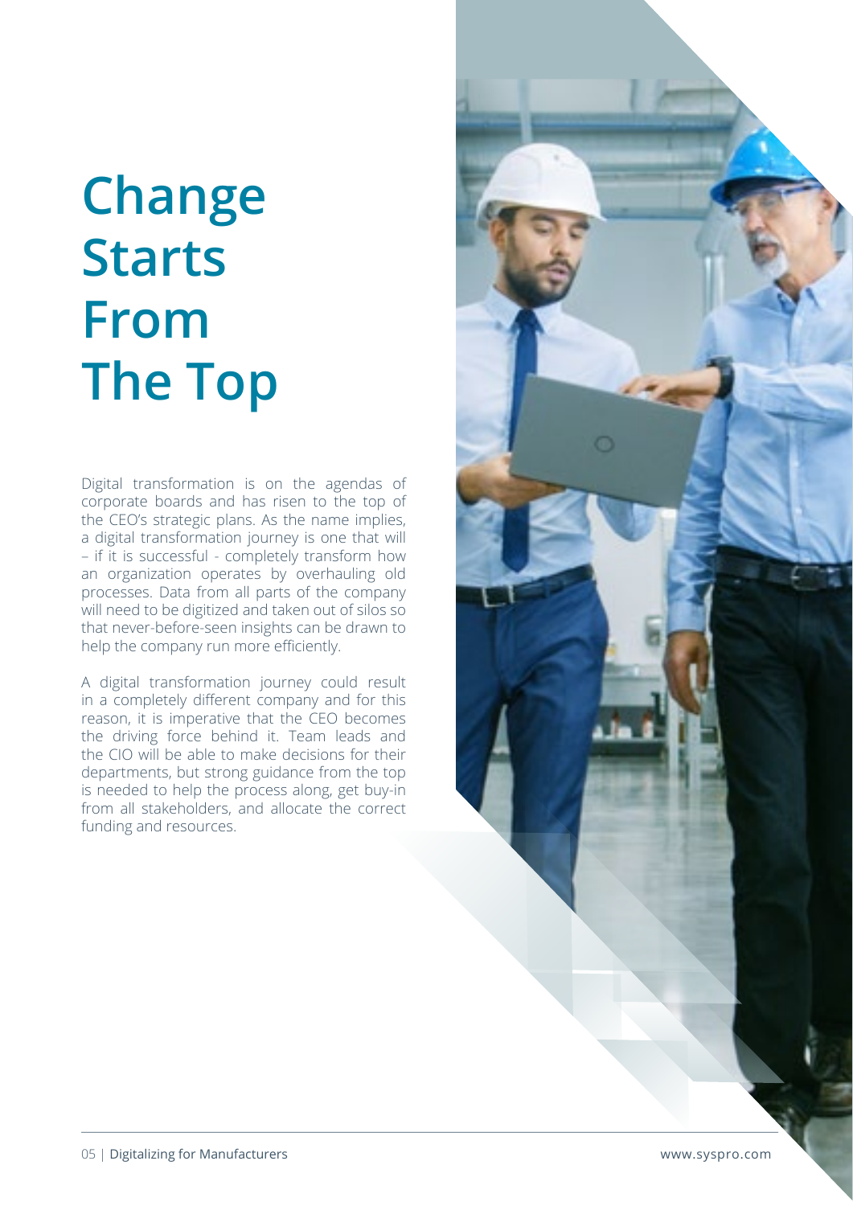# Change Starts From The Top

Digital transformation is on the agendas of corporate boards and has risen to the top of the CEO's strategic plans. As the name implies, a digital transformation journey is one that will – if it is successful - completely transform how an organization operates by overhauling old processes. Data from all parts of the company will need to be digitized and taken out of silos so that never-before-seen insights can be drawn to help the company run more efficiently.

A digital transformation journey could result in a completely different company and for this reason, it is imperative that the CEO becomes the driving force behind it. Team leads and the CIO will be able to make decisions for their departments, but strong guidance from the top is needed to help the process along, get buy-in from all stakeholders, and allocate the correct funding and resources.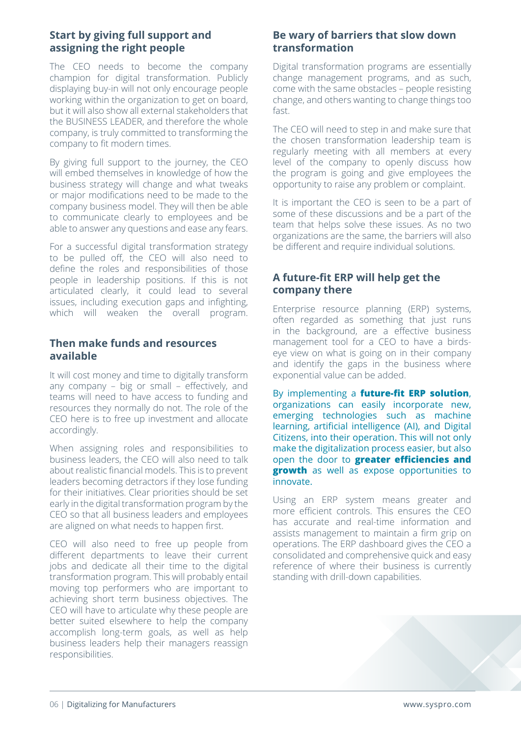## Start by giving full support and assigning the right people

The CEO needs to become the company champion for digital transformation. Publicly displaying buy-in will not only encourage people working within the organization to get on board, but it will also show all external stakeholders that the BUSINESS LEADER, and therefore the whole company, is truly committed to transforming the company to fit modern times.

By giving full support to the journey, the CEO will embed themselves in knowledge of how the business strategy will change and what tweaks or major modifications need to be made to the company business model. They will then be able to communicate clearly to employees and be able to answer any questions and ease any fears.

For a successful digital transformation strategy to be pulled off, the CEO will also need to define the roles and responsibilities of those people in leadership positions. If this is not articulated clearly, it could lead to several issues, including execution gaps and infighting, which will weaken the overall program.

## Then make funds and resources available

It will cost money and time to digitally transform any company – big or small – effectively, and teams will need to have access to funding and resources they normally do not. The role of the CEO here is to free up investment and allocate accordingly.

When assigning roles and responsibilities to business leaders, the CEO will also need to talk about realistic financial models. This is to prevent leaders becoming detractors if they lose funding for their initiatives. Clear priorities should be set early in the digital transformation program by the CEO so that all business leaders and employees are aligned on what needs to happen first.

CEO will also need to free up people from different departments to leave their current jobs and dedicate all their time to the digital transformation program. This will probably entail moving top performers who are important to achieving short term business objectives. The CEO will have to articulate why these people are better suited elsewhere to help the company accomplish long-term goals, as well as help business leaders help their managers reassign responsibilities.

## Be wary of barriers that slow down transformation

Digital transformation programs are essentially change management programs, and as such, come with the same obstacles – people resisting change, and others wanting to change things too fast.

The CEO will need to step in and make sure that the chosen transformation leadership team is regularly meeting with all members at every level of the company to openly discuss how the program is going and give employees the opportunity to raise any problem or complaint.

It is important the CEO is seen to be a part of some of these discussions and be a part of the team that helps solve these issues. As no two organizations are the same, the barriers will also be different and require individual solutions.

## A future-fit ERP will help get the company there

Enterprise resource planning (ERP) systems, often regarded as something that just runs in the background, are a effective business management tool for a CEO to have a birds-eye view on what is going on in their company and identify the gaps in the business where exponential value can be added.

By implementing a **future-fit ERP solution**, organizations can easily incorporate new, emerging technologies such as machine learning, artificial intelligence (AI), and Digital Citizens, into their operation. This will not only make the digitalization process easier, but also open the door to **greater efficiencies and growth** as well as expose opportunities to innovate.

Using an ERP system means greater and more efficient controls. This ensures the CEO has accurate and real-time information and assists management to maintain a firm grip on operations. The ERP dashboard gives the CEO a consolidated and comprehensive quick and easy reference of where their business is currently standing with drill-down capabilities.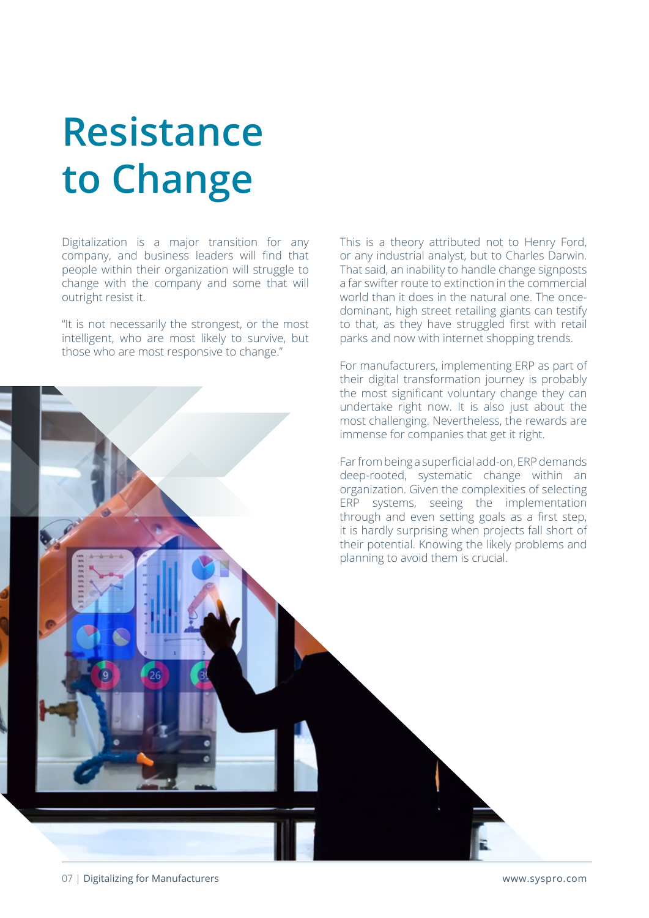# Resistance to Change

Digitalization is a major transition for any company, and business leaders will find that people within their organization will struggle to change with the company and some that will outright resist it.

"It is not necessarily the strongest, or the most intelligent, who are most likely to survive, but those who are most responsive to change."

This is a theory attributed not to Henry Ford, or any industrial analyst, but to Charles Darwin. That said, an inability to handle change signposts a far swifter route to extinction in the commercial world than it does in the natural one. The once-dominant, high street retailing giants can testify to that, as they have struggled first with retail parks and now with internet shopping trends.

For manufacturers, implementing ERP as part of their digital transformation journey is probably the most significant voluntary change they can undertake right now. It is also just about the most challenging. Nevertheless, the rewards are immense for companies that get it right.

Far from being a superficial add-on, ERP demands deep-rooted, systematic change within an organization. Given the complexities of selecting ERP systems, seeing the implementation through and even setting goals as a first step, it is hardly surprising when projects fall short of their potential. Knowing the likely problems and planning to avoid them is crucial.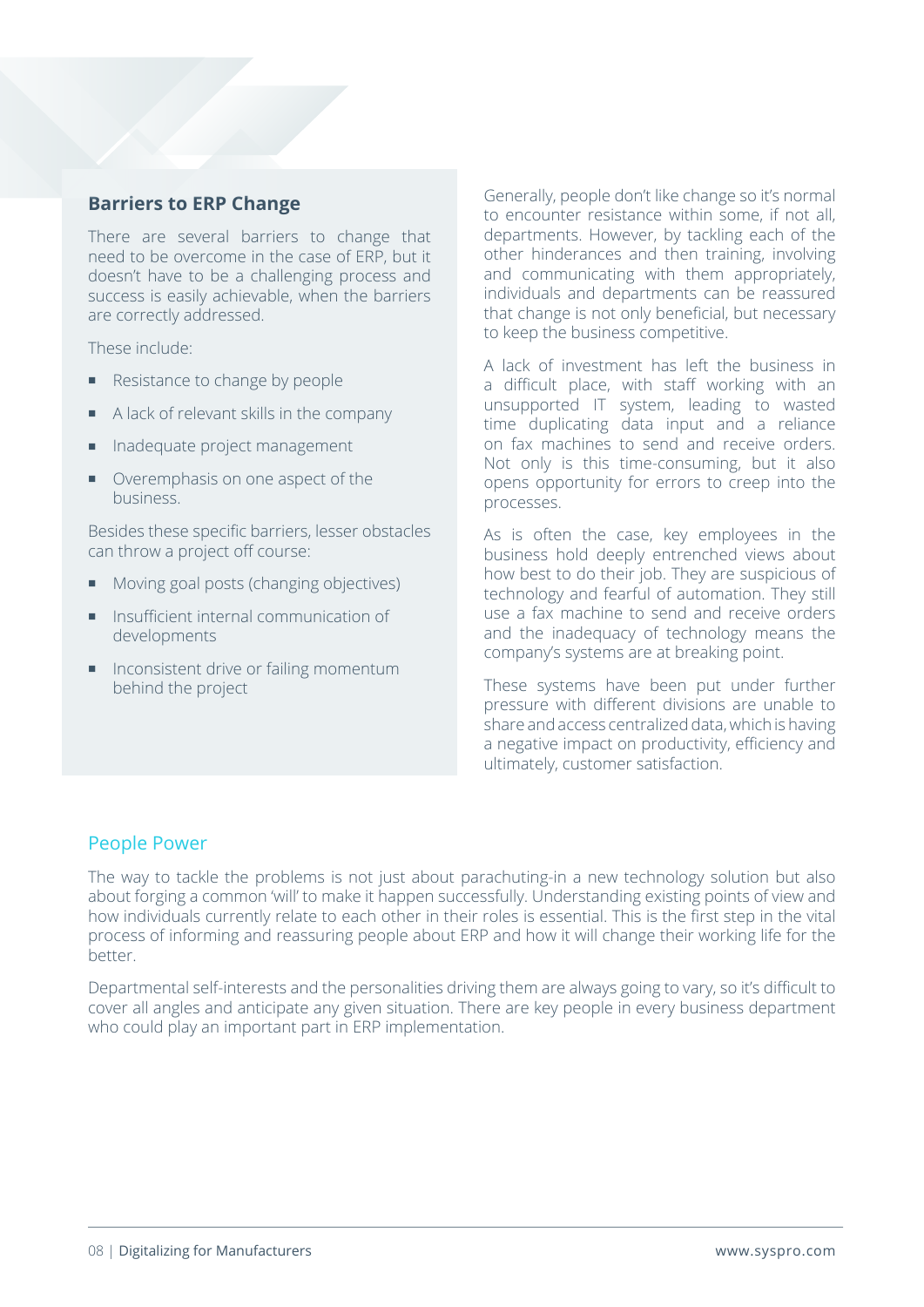## Barriers to ERP Change

There are several barriers to change that need to be overcome in the case of ERP, but it doesn't have to be a challenging process and success is easily achievable, when the barriers are correctly addressed.

These include:

- Resistance to change by people
- A lack of relevant skills in the company
- Inadequate project management
- Overemphasis on one aspect of the business.

Besides these specific barriers, lesser obstacles can throw a project off course:

- Moving goal posts (changing objectives)
- Insufficient internal communication of developments
- Inconsistent drive or failing momentum behind the project

Generally, people don't like change so it's normal to encounter resistance within some, if not all, departments. However, by tackling each of the other hinderances and then training, involving and communicating with them appropriately, individuals and departments can be reassured that change is not only beneficial, but necessary to keep the business competitive.

A lack of investment has left the business in a difficult place, with staff working with an unsupported IT system, leading to wasted time duplicating data input and a reliance on fax machines to send and receive orders. Not only is this time-consuming, but it also opens opportunity for errors to creep into the processes.

As is often the case, key employees in the business hold deeply entrenched views about how best to do their job. They are suspicious of technology and fearful of automation. They still use a fax machine to send and receive orders and the inadequacy of technology means the company's systems are at breaking point.

These systems have been put under further pressure with different divisions are unable to share and access centralized data, which is having a negative impact on productivity, efficiency and ultimately, customer satisfaction.

## People Power

The way to tackle the problems is not just about parachuting-in a new technology solution but also about forging a common 'will' to make it happen successfully. Understanding existing points of view and how individuals currently relate to each other in their roles is essential. This is the first step in the vital process of informing and reassuring people about ERP and how it will change their working life for the better.

Departmental self-interests and the personalities driving them are always going to vary, so it's difficult to cover all angles and anticipate any given situation. There are key people in every business department who could play an important part in ERP implementation.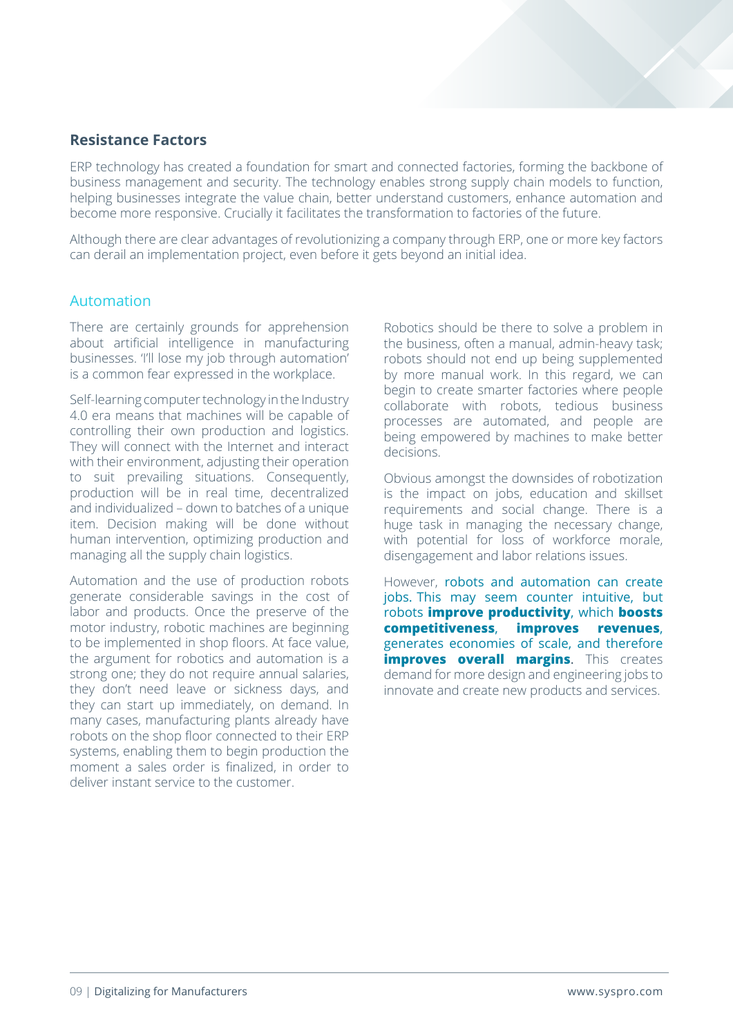## Resistance Factors

ERP technology has created a foundation for smart and connected factories, forming the backbone of business management and security. The technology enables strong supply chain models to function, helping businesses integrate the value chain, better understand customers, enhance automation and become more responsive. Crucially it facilitates the transformation to factories of the future.

Although there are clear advantages of revolutionizing a company through ERP, one or more key factors can derail an implementation project, even before it gets beyond an initial idea.

### Automation

There are certainly grounds for apprehension about artificial intelligence in manufacturing businesses. 'I'll lose my job through automation' is a common fear expressed in the workplace.

Self-learning computer technology in the Industry 4.0 era means that machines will be capable of controlling their own production and logistics. They will connect with the Internet and interact with their environment, adjusting their operation to suit prevailing situations. Consequently, production will be in real time, decentralized and individualized – down to batches of a unique item. Decision making will be done without human intervention, optimizing production and managing all the supply chain logistics.

Automation and the use of production robots generate considerable savings in the cost of labor and products. Once the preserve of the motor industry, robotic machines are beginning to be implemented in shop floors. At face value, the argument for robotics and automation is a strong one; they do not require annual salaries, they don't need leave or sickness days, and they can start up immediately, on demand. In many cases, manufacturing plants already have robots on the shop floor connected to their ERP systems, enabling them to begin production the moment a sales order is finalized, in order to deliver instant service to the customer.

Robotics should be there to solve a problem in the business, often a manual, admin-heavy task; robots should not end up being supplemented by more manual work. In this regard, we can begin to create smarter factories where people collaborate with robots, tedious business processes are automated, and people are being empowered by machines to make better decisions.

Obvious amongst the downsides of robotization is the impact on jobs, education and skillset requirements and social change. There is a huge task in managing the necessary change, with potential for loss of workforce morale, disengagement and labor relations issues.

However, robots and automation can create jobs. This may seem counter intuitive, but robots **improve productivity**, which **boosts competitiveness**, **improves revenues**, generates economies of scale, and therefore **improves overall margins**. This creates demand for more design and engineering jobs to innovate and create new products and services.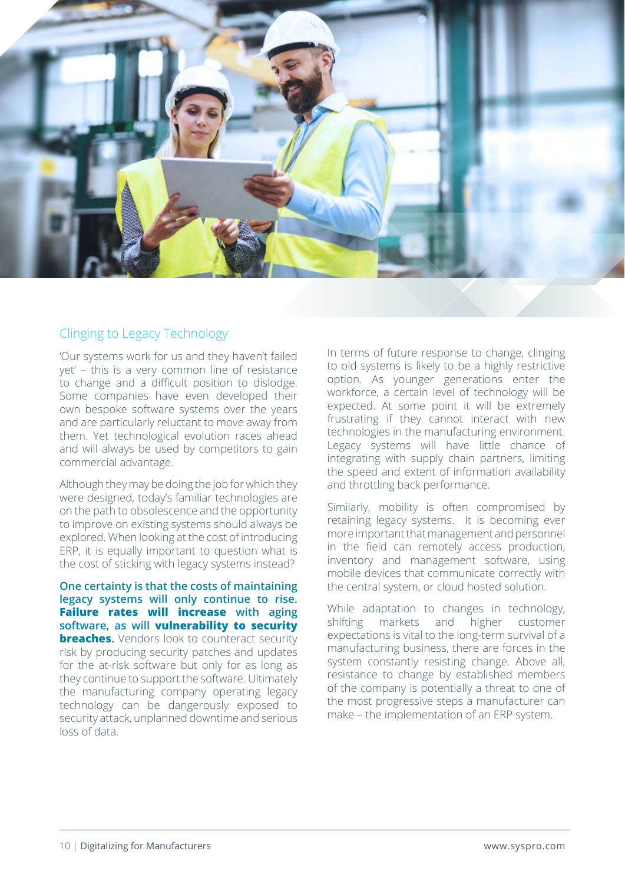## Clinging to Legacy Technology

'Our systems work for us and they haven't failed yet' – this is a very common line of resistance to change and a difficult position to dislodge. Some companies have even developed their own bespoke software systems over the years and are particularly reluctant to move away from them. Yet technological evolution races ahead and will always be used by competitors to gain commercial advantage.

Although they may be doing the job for which they were designed, today's familiar technologies are on the path to obsolescence and the opportunity to improve on existing systems should always be explored. When looking at the cost of introducing ERP, it is equally important to question what is the cost of sticking with legacy systems instead?

**One certainty is that the costs of maintaining legacy systems will only continue to rise. Failure rates will increase with aging software, as will vulnerability to security breaches.** Vendors look to counteract security risk by producing security patches and updates for the at-risk software but only for as long as they continue to support the software. Ultimately the manufacturing company operating legacy technology can be dangerously exposed to security attack, unplanned downtime and serious loss of data.

In terms of future response to change, clinging to old systems is likely to be a highly restrictive option. As younger generations enter the workforce, a certain level of technology will be expected. At some point it will be extremely frustrating if they cannot interact with new technologies in the manufacturing environment. Legacy systems will have little chance of integrating with supply chain partners, limiting the speed and extent of information availability and throttling back performance.

Similarly, mobility is often compromised by retaining legacy systems. It is becoming ever more important that management and personnel in the field can remotely access production, inventory and management software, using mobile devices that communicate correctly with the central system, or cloud hosted solution.

While adaptation to changes in technology, shifting markets and higher customer expectations is vital to the long-term survival of a manufacturing business, there are forces in the system constantly resisting change. Above all, resistance to change by established members of the company is potentially a threat to one of the most progressive steps a manufacturer can make – the implementation of an ERP system.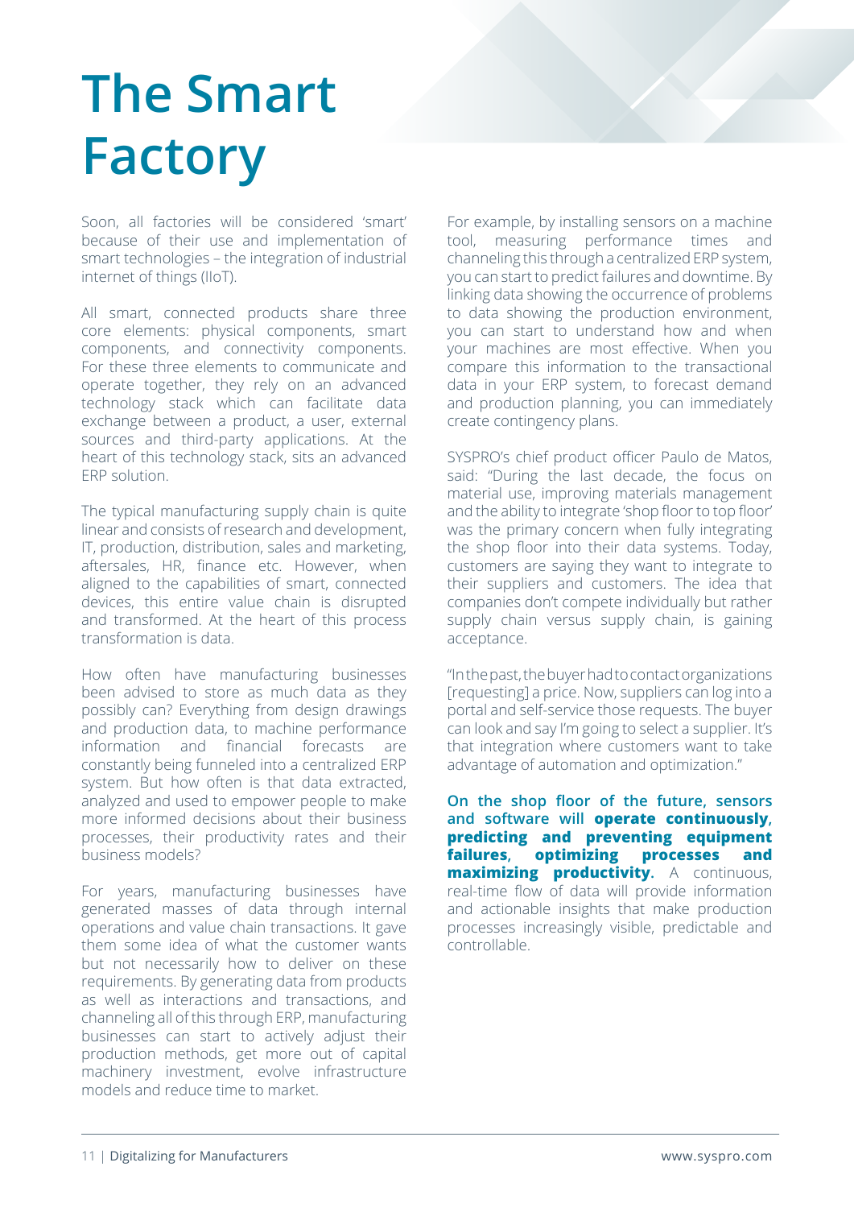# The Smart Factory

Soon, all factories will be considered 'smart' because of their use and implementation of smart technologies – the integration of industrial internet of things (IIoT).

All smart, connected products share three core elements: physical components, smart components, and connectivity components. For these three elements to communicate and operate together, they rely on an advanced technology stack which can facilitate data exchange between a product, a user, external sources and third-party applications. At the heart of this technology stack, sits an advanced ERP solution.

The typical manufacturing supply chain is quite linear and consists of research and development, IT, production, distribution, sales and marketing, aftersales, HR, finance etc. However, when aligned to the capabilities of smart, connected devices, this entire value chain is disrupted and transformed. At the heart of this process transformation is data.

How often have manufacturing businesses been advised to store as much data as they possibly can? Everything from design drawings and production data, to machine performance information and financial forecasts are constantly being funneled into a centralized ERP system. But how often is that data extracted, analyzed and used to empower people to make more informed decisions about their business processes, their productivity rates and their business models?

For years, manufacturing businesses have generated masses of data through internal operations and value chain transactions. It gave them some idea of what the customer wants but not necessarily how to deliver on these requirements. By generating data from products as well as interactions and transactions, and channeling all of this through ERP, manufacturing businesses can start to actively adjust their production methods, get more out of capital machinery investment, evolve infrastructure models and reduce time to market.

For example, by installing sensors on a machine tool, measuring performance times and channeling this through a centralized ERP system, you can start to predict failures and downtime. By linking data showing the occurrence of problems to data showing the production environment, you can start to understand how and when your machines are most effective. When you compare this information to the transactional data in your ERP system, to forecast demand and production planning, you can immediately create contingency plans.

SYSPRO's chief product officer Paulo de Matos, said: "During the last decade, the focus on material use, improving materials management and the ability to integrate 'shop floor to top floor' was the primary concern when fully integrating the shop floor into their data systems. Today, customers are saying they want to integrate to their suppliers and customers. The idea that companies don't compete individually but rather supply chain versus supply chain, is gaining acceptance.

"In the past, the buyer had to contact organizations [requesting] a price. Now, suppliers can log into a portal and self-service those requests. The buyer can look and say I'm going to select a supplier. It's that integration where customers want to take advantage of automation and optimization."

**On the shop floor of the future, sensors and software will operate continuously, predicting and preventing equipment failures, optimizing processes and maximizing productivity.** A continuous, real-time flow of data will provide information and actionable insights that make production processes increasingly visible, predictable and controllable.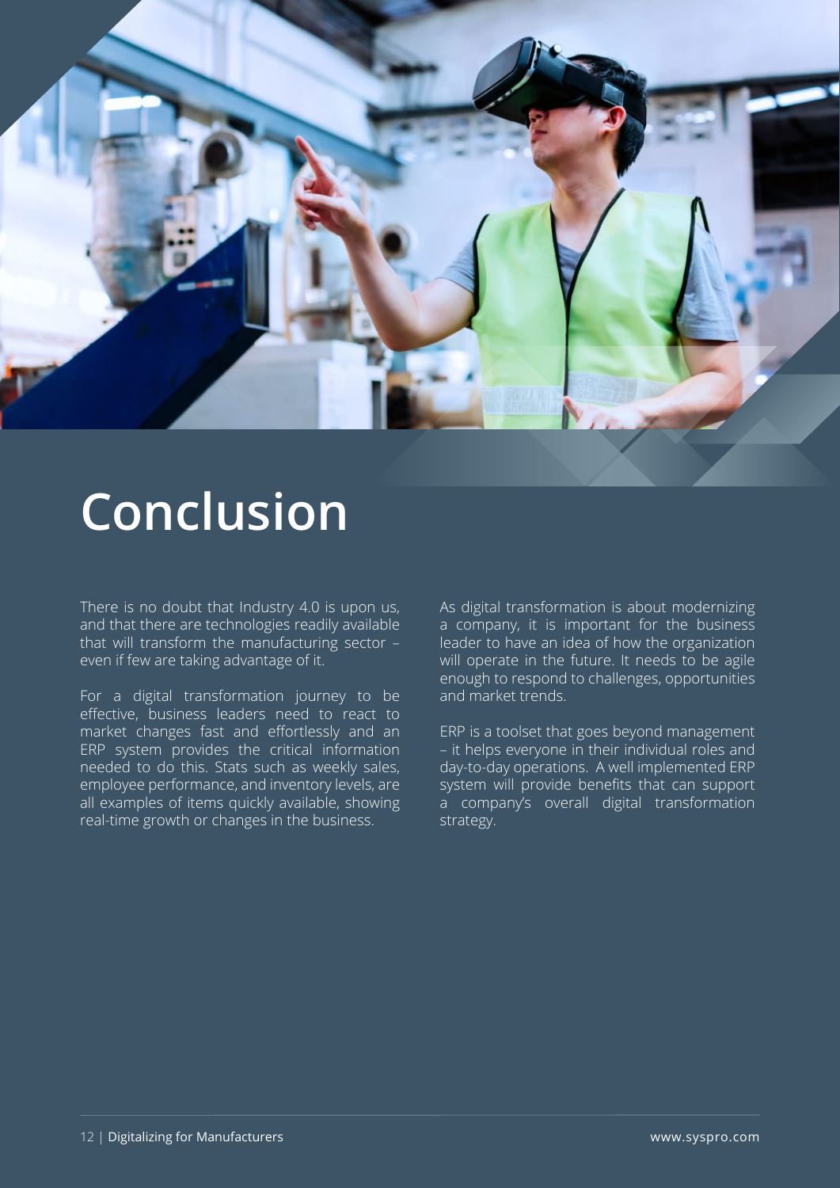# Conclusion

There is no doubt that Industry 4.0 is upon us, and that there are technologies readily available that will transform the manufacturing sector – even if few are taking advantage of it.

For a digital transformation journey to be effective, business leaders need to react to market changes fast and effortlessly and an ERP system provides the critical information needed to do this. Stats such as weekly sales, employee performance, and inventory levels, are all examples of items quickly available, showing real-time growth or changes in the business.

As digital transformation is about modernizing a company, it is important for the business leader to have an idea of how the organization will operate in the future. It needs to be agile enough to respond to challenges, opportunities and market trends.

ERP is a toolset that goes beyond management – it helps everyone in their individual roles and day-to-day operations. A well implemented ERP system will provide benefits that can support a company's overall digital transformation strategy.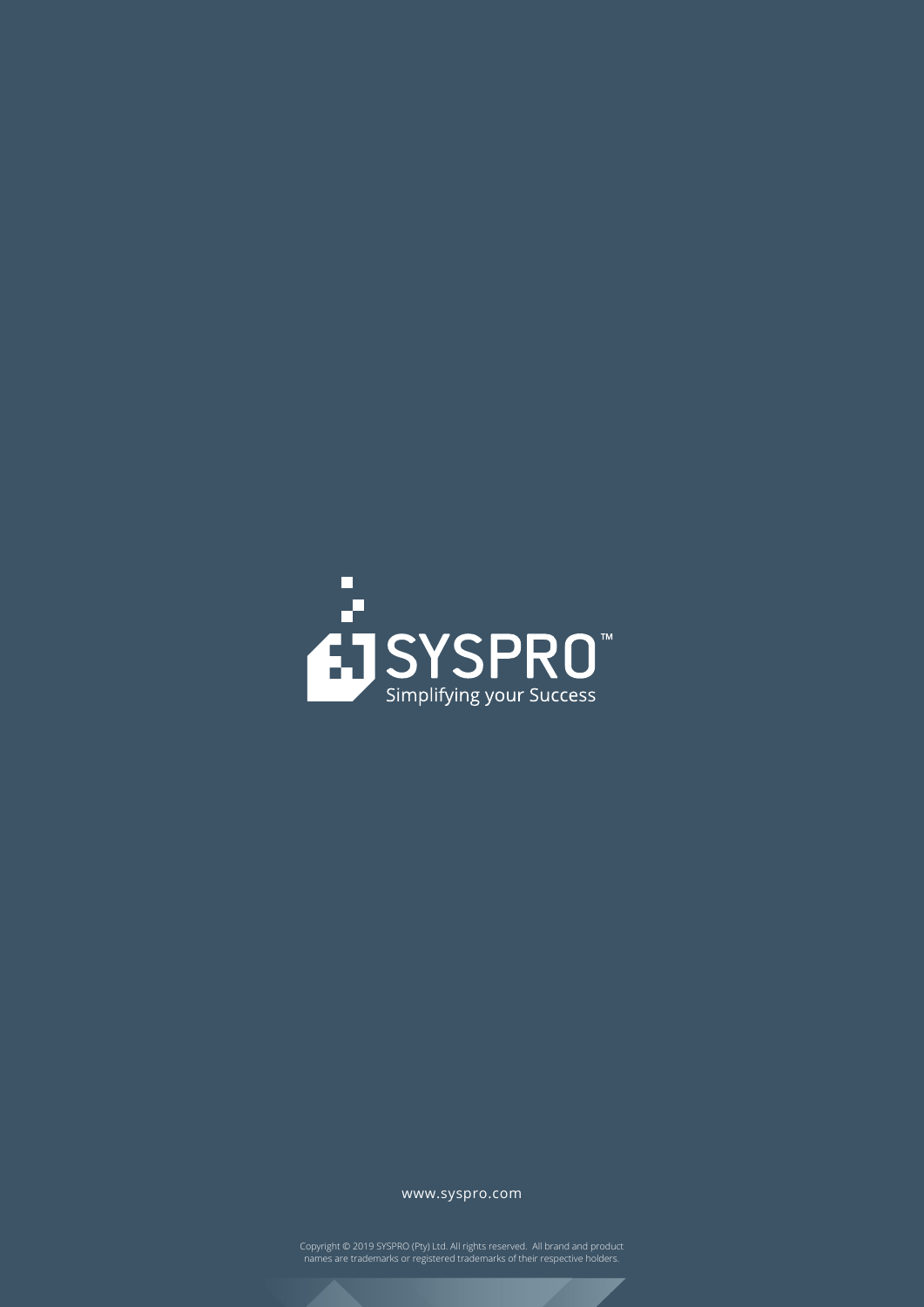SYSPRO™

Simplifying your Success

www.syspro.com

Copyright © 2019 SYSPRO (Pty) Ltd. All rights reserved. All brand and product names are trademarks or registered trademarks of their respective holders.